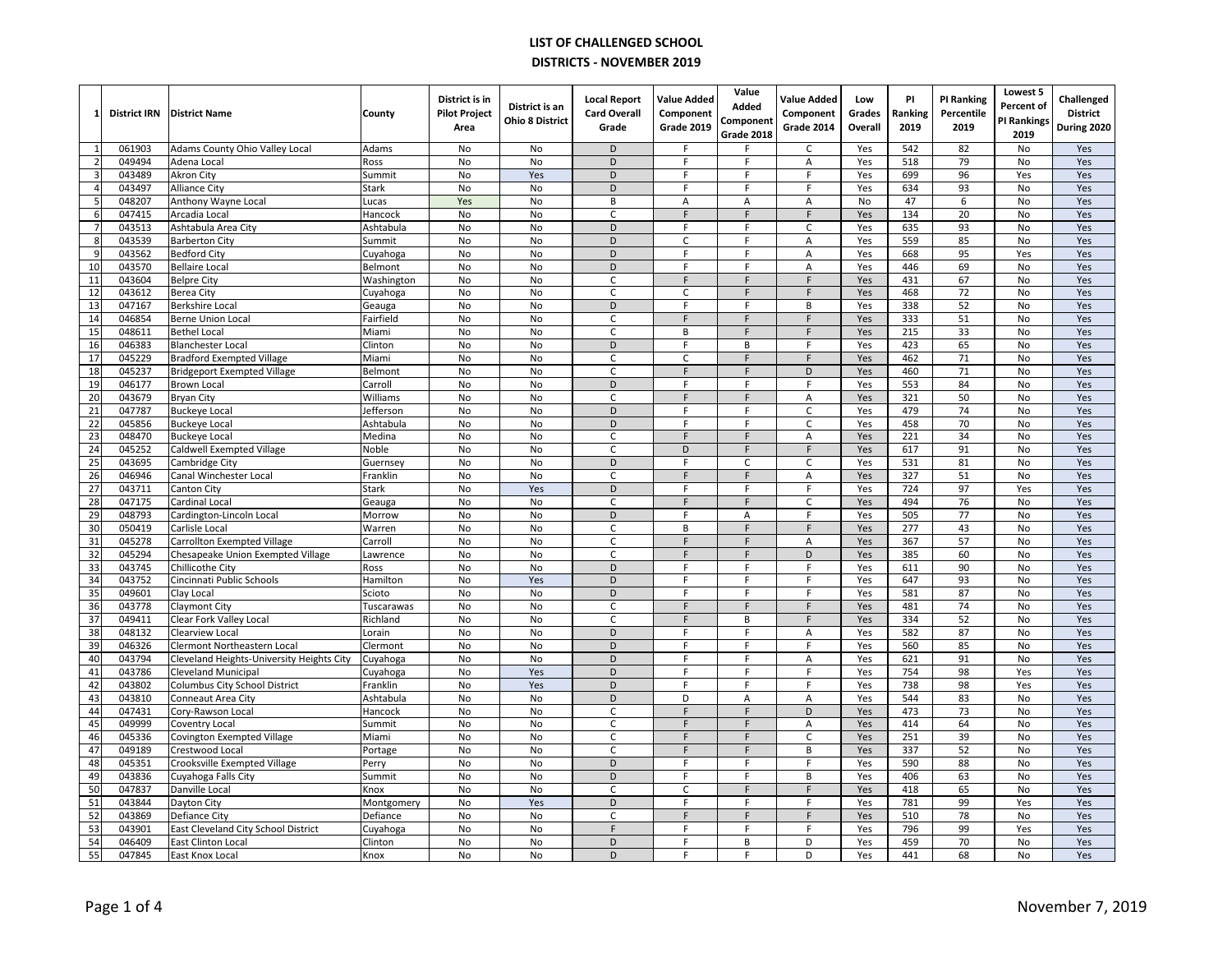# LIST OF CHALLENGED SCHOOL DISTRICTS - NOVEMBER 2019

| 1 | District IRN | District Name | County | District is in Pilot Project Area | District is an Ohio 8 District | Local Report Card Overall Grade | Value Added Component Grade 2019 | Value Added Component Grade 2018 | Value Added Component Grade 2014 | Low Grades Overall | PI Ranking 2019 | PI Ranking Percentile 2019 | Lowest 5 Percent of PI Rankings 2019 | Challenged District During 2020 |
|---|---|---|---|---|---|---|---|---|---|---|---|---|---|---|
| 1 | 061903 | Adams County Ohio Valley Local | Adams | No | No | D | F | F | C | Yes | 542 | 82 | No | Yes |
| 2 | 049494 | Adena Local | Ross | No | No | D | F | F | A | Yes | 518 | 79 | No | Yes |
| 3 | 043489 | Akron City | Summit | No | Yes | D | F | F | F | Yes | 699 | 96 | Yes | Yes |
| 4 | 043497 | Alliance City | Stark | No | No | D | F | F | F | Yes | 634 | 93 | No | Yes |
| 5 | 048207 | Anthony Wayne Local | Lucas | Yes | No | B | A | A | A | No | 47 | 6 | No | Yes |
| 6 | 047415 | Arcadia Local | Hancock | No | No | C | F | F | F | Yes | 134 | 20 | No | Yes |
| 7 | 043513 | Ashtabula Area City | Ashtabula | No | No | D | F | F | C | Yes | 635 | 93 | No | Yes |
| 8 | 043539 | Barberton City | Summit | No | No | D | C | F | A | Yes | 559 | 85 | No | Yes |
| 9 | 043562 | Bedford City | Cuyahoga | No | No | D | F | F | A | Yes | 668 | 95 | Yes | Yes |
| 10 | 043570 | Bellaire Local | Belmont | No | No | D | F | F | A | Yes | 446 | 69 | No | Yes |
| 11 | 043604 | Belpre City | Washington | No | No | C | F | F | F | Yes | 431 | 67 | No | Yes |
| 12 | 043612 | Berea City | Cuyahoga | No | No | C | C | F | F | Yes | 468 | 72 | No | Yes |
| 13 | 047167 | Berkshire Local | Geauga | No | No | D | F | F | B | Yes | 338 | 52 | No | Yes |
| 14 | 046854 | Berne Union Local | Fairfield | No | No | C | F | F | F | Yes | 333 | 51 | No | Yes |
| 15 | 048611 | Bethel Local | Miami | No | No | C | B | F | F | Yes | 215 | 33 | No | Yes |
| 16 | 046383 | Blanchester Local | Clinton | No | No | D | F | B | F | Yes | 423 | 65 | No | Yes |
| 17 | 045229 | Bradford Exempted Village | Miami | No | No | C | C | F | F | Yes | 462 | 71 | No | Yes |
| 18 | 045237 | Bridgeport Exempted Village | Belmont | No | No | C | F | F | D | Yes | 460 | 71 | No | Yes |
| 19 | 046177 | Brown Local | Carroll | No | No | D | F | F | F | Yes | 553 | 84 | No | Yes |
| 20 | 043679 | Bryan City | Williams | No | No | C | F | F | A | Yes | 321 | 50 | No | Yes |
| 21 | 047787 | Buckeye Local | Jefferson | No | No | D | F | F | C | Yes | 479 | 74 | No | Yes |
| 22 | 045856 | Buckeye Local | Ashtabula | No | No | D | F | F | C | Yes | 458 | 70 | No | Yes |
| 23 | 048470 | Buckeye Local | Medina | No | No | C | F | F | A | Yes | 221 | 34 | No | Yes |
| 24 | 045252 | Caldwell Exempted Village | Noble | No | No | C | D | F | F | Yes | 617 | 91 | No | Yes |
| 25 | 043695 | Cambridge City | Guernsey | No | No | D | F | C | C | Yes | 531 | 81 | No | Yes |
| 26 | 046946 | Canal Winchester Local | Franklin | No | No | C | F | F | A | Yes | 327 | 51 | No | Yes |
| 27 | 043711 | Canton City | Stark | No | Yes | D | F | F | F | Yes | 724 | 97 | Yes | Yes |
| 28 | 047175 | Cardinal Local | Geauga | No | No | C | F | F | C | Yes | 494 | 76 | No | Yes |
| 29 | 048793 | Cardington-Lincoln Local | Morrow | No | No | D | F | A | F | Yes | 505 | 77 | No | Yes |
| 30 | 050419 | Carlisle Local | Warren | No | No | C | B | F | F | Yes | 277 | 43 | No | Yes |
| 31 | 045278 | Carrollton Exempted Village | Carroll | No | No | C | F | F | A | Yes | 367 | 57 | No | Yes |
| 32 | 045294 | Chesapeake Union Exempted Village | Lawrence | No | No | C | F | F | D | Yes | 385 | 60 | No | Yes |
| 33 | 043745 | Chillicothe City | Ross | No | No | D | F | F | F | Yes | 611 | 90 | No | Yes |
| 34 | 043752 | Cincinnati Public Schools | Hamilton | No | Yes | D | F | F | F | Yes | 647 | 93 | No | Yes |
| 35 | 049601 | Clay Local | Scioto | No | No | D | F | F | F | Yes | 581 | 87 | No | Yes |
| 36 | 043778 | Claymont City | Tuscarawas | No | No | C | F | F | F | Yes | 481 | 74 | No | Yes |
| 37 | 049411 | Clear Fork Valley Local | Richland | No | No | C | F | B | F | Yes | 334 | 52 | No | Yes |
| 38 | 048132 | Clearview Local | Lorain | No | No | D | F | F | A | Yes | 582 | 87 | No | Yes |
| 39 | 046326 | Clermont Northeastern Local | Clermont | No | No | D | F | F | F | Yes | 560 | 85 | No | Yes |
| 40 | 043794 | Cleveland Heights-University Heights City | Cuyahoga | No | No | D | F | F | A | Yes | 621 | 91 | No | Yes |
| 41 | 043786 | Cleveland Municipal | Cuyahoga | No | Yes | D | F | F | F | Yes | 754 | 98 | Yes | Yes |
| 42 | 043802 | Columbus City School District | Franklin | No | Yes | D | F | F | F | Yes | 738 | 98 | Yes | Yes |
| 43 | 043810 | Conneaut Area City | Ashtabula | No | No | D | D | A | A | Yes | 544 | 83 | No | Yes |
| 44 | 047431 | Cory-Rawson Local | Hancock | No | No | C | F | F | D | Yes | 473 | 73 | No | Yes |
| 45 | 049999 | Coventry Local | Summit | No | No | C | F | F | A | Yes | 414 | 64 | No | Yes |
| 46 | 045336 | Covington Exempted Village | Miami | No | No | C | F | F | C | Yes | 251 | 39 | No | Yes |
| 47 | 049189 | Crestwood Local | Portage | No | No | C | F | F | B | Yes | 337 | 52 | No | Yes |
| 48 | 045351 | Crooksville Exempted Village | Perry | No | No | D | F | F | F | Yes | 590 | 88 | No | Yes |
| 49 | 043836 | Cuyahoga Falls City | Summit | No | No | D | F | F | B | Yes | 406 | 63 | No | Yes |
| 50 | 047837 | Danville Local | Knox | No | No | C | C | F | F | Yes | 418 | 65 | No | Yes |
| 51 | 043844 | Dayton City | Montgomery | No | Yes | D | F | F | F | Yes | 781 | 99 | Yes | Yes |
| 52 | 043869 | Defiance City | Defiance | No | No | C | F | F | F | Yes | 510 | 78 | No | Yes |
| 53 | 043901 | East Cleveland City School District | Cuyahoga | No | No | F | F | F | F | Yes | 796 | 99 | Yes | Yes |
| 54 | 046409 | East Clinton Local | Clinton | No | No | D | F | B | D | Yes | 459 | 70 | No | Yes |
| 55 | 047845 | East Knox Local | Knox | No | No | D | F | F | D | Yes | 441 | 68 | No | Yes |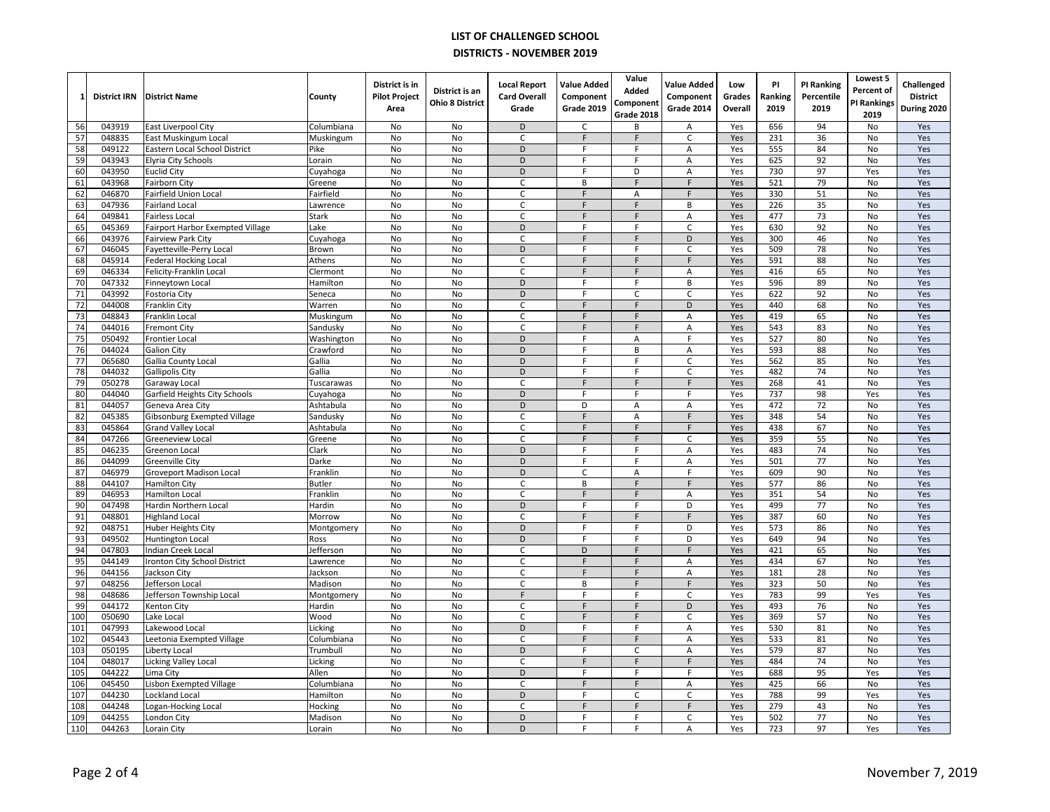# LIST OF CHALLENGED SCHOOL DISTRICTS - NOVEMBER 2019

| 1 | District IRN | District Name | County | District is in Pilot Project Area | District is an Ohio 8 District | Local Report Card Overall Grade | Value Added Component Grade 2019 | Value Added Component Grade 2018 | Value Added Component Grade 2014 | Low Grades Overall | PI Ranking 2019 | PI Ranking Percentile 2019 | Lowest 5 Percent of PI Rankings 2019 | Challenged District During 2020 |
|---|---|---|---|---|---|---|---|---|---|---|---|---|---|---|
| 56 | 043919 | East Liverpool City | Columbiana | No | No | D | C | B | A | Yes | 656 | 94 | No | Yes |
| 57 | 048835 | East Muskingum Local | Muskingum | No | No | C | F | F | C | Yes | 231 | 36 | No | Yes |
| 58 | 049122 | Eastern Local School District | Pike | No | No | D | F | F | A | Yes | 555 | 84 | No | Yes |
| 59 | 043943 | Elyria City Schools | Lorain | No | No | D | F | F | A | Yes | 625 | 92 | No | Yes |
| 60 | 043950 | Euclid City | Cuyahoga | No | No | D | F | D | A | Yes | 730 | 97 | Yes | Yes |
| 61 | 043968 | Fairborn City | Greene | No | No | C | B | F | F | Yes | 521 | 79 | No | Yes |
| 62 | 046870 | Fairfield Union Local | Fairfield | No | No | C | F | A | F | Yes | 330 | 51 | No | Yes |
| 63 | 047936 | Fairland Local | Lawrence | No | No | C | F | F | B | Yes | 226 | 35 | No | Yes |
| 64 | 049841 | Fairless Local | Stark | No | No | C | F | F | A | Yes | 477 | 73 | No | Yes |
| 65 | 045369 | Fairport Harbor Exempted Village | Lake | No | No | D | F | F | C | Yes | 630 | 92 | No | Yes |
| 66 | 043976 | Fairview Park City | Cuyahoga | No | No | C | F | F | D | Yes | 300 | 46 | No | Yes |
| 67 | 046045 | Fayetteville-Perry Local | Brown | No | No | D | F | F | C | Yes | 509 | 78 | No | Yes |
| 68 | 045914 | Federal Hocking Local | Athens | No | No | C | F | F | F | Yes | 591 | 88 | No | Yes |
| 69 | 046334 | Felicity-Franklin Local | Clermont | No | No | C | F | F | A | Yes | 416 | 65 | No | Yes |
| 70 | 047332 | Finneytown Local | Hamilton | No | No | D | F | F | B | Yes | 596 | 89 | No | Yes |
| 71 | 043992 | Fostoria City | Seneca | No | No | D | F | C | C | Yes | 622 | 92 | No | Yes |
| 72 | 044008 | Franklin City | Warren | No | No | C | F | F | D | Yes | 440 | 68 | No | Yes |
| 73 | 048843 | Franklin Local | Muskingum | No | No | C | F | F | A | Yes | 419 | 65 | No | Yes |
| 74 | 044016 | Fremont City | Sandusky | No | No | C | F | F | A | Yes | 543 | 83 | No | Yes |
| 75 | 050492 | Frontier Local | Washington | No | No | D | F | A | F | Yes | 527 | 80 | No | Yes |
| 76 | 044024 | Galion City | Crawford | No | No | D | F | B | A | Yes | 593 | 88 | No | Yes |
| 77 | 065680 | Gallia County Local | Gallia | No | No | D | F | F | C | Yes | 562 | 85 | No | Yes |
| 78 | 044032 | Gallipolis City | Gallia | No | No | D | F | F | C | Yes | 482 | 74 | No | Yes |
| 79 | 050278 | Garaway Local | Tuscarawas | No | No | C | F | F | F | Yes | 268 | 41 | No | Yes |
| 80 | 044040 | Garfield Heights City Schools | Cuyahoga | No | No | D | F | F | F | Yes | 737 | 98 | Yes | Yes |
| 81 | 044057 | Geneva Area City | Ashtabula | No | No | D | D | A | A | Yes | 472 | 72 | No | Yes |
| 82 | 045385 | Gibsonburg Exempted Village | Sandusky | No | No | C | F | A | F | Yes | 348 | 54 | No | Yes |
| 83 | 045864 | Grand Valley Local | Ashtabula | No | No | C | F | F | F | Yes | 438 | 67 | No | Yes |
| 84 | 047266 | Greeneview Local | Greene | No | No | C | F | F | C | Yes | 359 | 55 | No | Yes |
| 85 | 046235 | Greenon Local | Clark | No | No | D | F | F | A | Yes | 483 | 74 | No | Yes |
| 86 | 044099 | Greenville City | Darke | No | No | D | F | F | A | Yes | 501 | 77 | No | Yes |
| 87 | 046979 | Groveport Madison Local | Franklin | No | No | D | C | A | F | Yes | 609 | 90 | No | Yes |
| 88 | 044107 | Hamilton City | Butler | No | No | C | B | F | F | Yes | 577 | 86 | No | Yes |
| 89 | 046953 | Hamilton Local | Franklin | No | No | C | F | F | A | Yes | 351 | 54 | No | Yes |
| 90 | 047498 | Hardin Northern Local | Hardin | No | No | D | F | F | D | Yes | 499 | 77 | No | Yes |
| 91 | 048801 | Highland Local | Morrow | No | No | C | F | F | F | Yes | 387 | 60 | No | Yes |
| 92 | 048751 | Huber Heights City | Montgomery | No | No | D | F | F | D | Yes | 573 | 86 | No | Yes |
| 93 | 049502 | Huntington Local | Ross | No | No | D | F | F | D | Yes | 649 | 94 | No | Yes |
| 94 | 047803 | Indian Creek Local | Jefferson | No | No | C | D | F | F | Yes | 421 | 65 | No | Yes |
| 95 | 044149 | Ironton City School District | Lawrence | No | No | C | F | F | A | Yes | 434 | 67 | No | Yes |
| 96 | 044156 | Jackson City | Jackson | No | No | C | F | F | A | Yes | 181 | 28 | No | Yes |
| 97 | 048256 | Jefferson Local | Madison | No | No | C | B | F | F | Yes | 323 | 50 | No | Yes |
| 98 | 048686 | Jefferson Township Local | Montgomery | No | No | F | F | F | C | Yes | 783 | 99 | Yes | Yes |
| 99 | 044172 | Kenton City | Hardin | No | No | C | F | F | D | Yes | 493 | 76 | No | Yes |
| 100 | 050690 | Lake Local | Wood | No | No | C | F | F | C | Yes | 369 | 57 | No | Yes |
| 101 | 047993 | Lakewood Local | Licking | No | No | D | F | F | A | Yes | 530 | 81 | No | Yes |
| 102 | 045443 | Leetonia Exempted Village | Columbiana | No | No | C | F | F | A | Yes | 533 | 81 | No | Yes |
| 103 | 050195 | Liberty Local | Trumbull | No | No | D | F | C | A | Yes | 579 | 87 | No | Yes |
| 104 | 048017 | Licking Valley Local | Licking | No | No | C | F | F | F | Yes | 484 | 74 | No | Yes |
| 105 | 044222 | Lima City | Allen | No | No | D | F | F | F | Yes | 688 | 95 | Yes | Yes |
| 106 | 045450 | Lisbon Exempted Village | Columbiana | No | No | C | F | F | A | Yes | 425 | 66 | No | Yes |
| 107 | 044230 | Lockland Local | Hamilton | No | No | D | F | C | C | Yes | 788 | 99 | Yes | Yes |
| 108 | 044248 | Logan-Hocking Local | Hocking | No | No | C | F | F | F | Yes | 279 | 43 | No | Yes |
| 109 | 044255 | London City | Madison | No | No | D | F | F | C | Yes | 502 | 77 | No | Yes |
| 110 | 044263 | Lorain City | Lorain | No | No | D | F | F | A | Yes | 723 | 97 | Yes | Yes |

November 7, 2019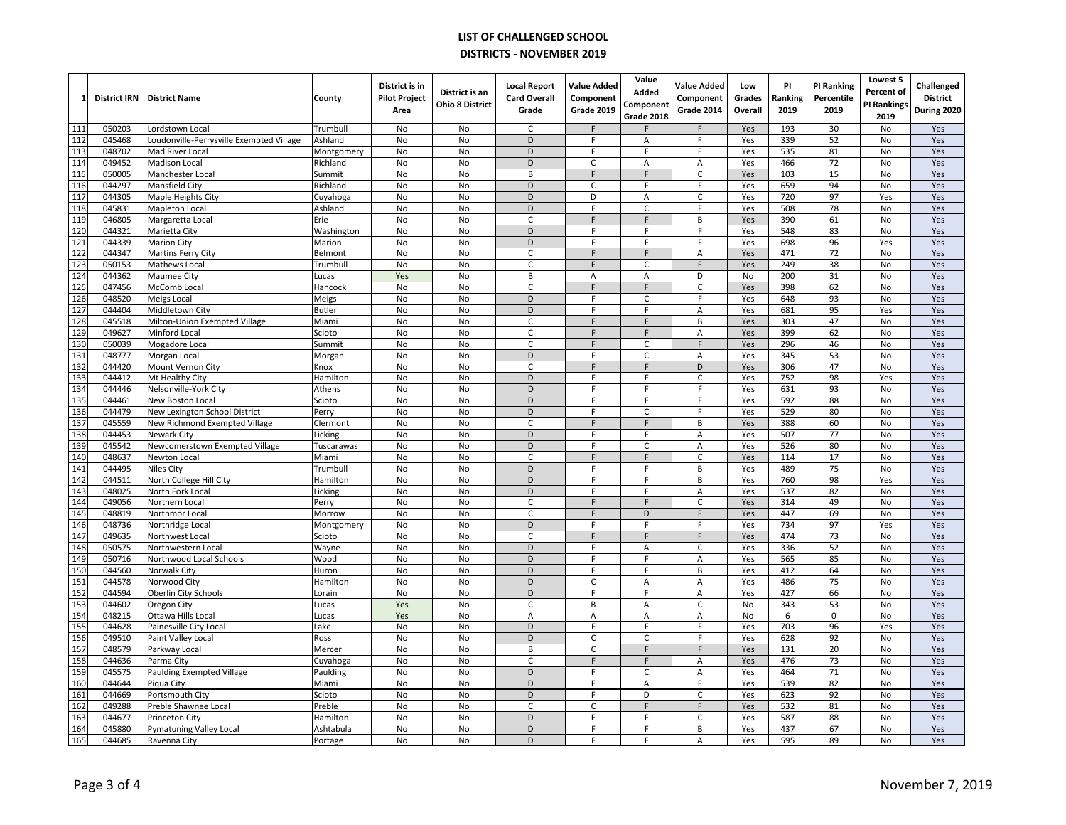# LIST OF CHALLENGED SCHOOL DISTRICTS - NOVEMBER 2019

| 1 | District IRN | District Name | County | District is in Pilot Project Area | District is an Ohio 8 District | Local Report Card Overall Grade | Value Added Component Grade 2019 | Value Added Component Grade 2018 | Value Added Component Grade 2014 | Low Grades Overall | PI Ranking 2019 | PI Ranking Percentile 2019 | Lowest 5 Percent of PI Rankings 2019 | Challenged District During 2020 |
|---|---|---|---|---|---|---|---|---|---|---|---|---|---|---|
| 111 | 050203 | Lordstown Local | Trumbull | No | No | C | F | F | F | Yes | 193 | 30 | No | Yes |
| 112 | 045468 | Loudonville-Perrysville Exempted Village | Ashland | No | No | D | F | A | F | Yes | 339 | 52 | No | Yes |
| 113 | 048702 | Mad River Local | Montgomery | No | No | D | F | F | F | Yes | 535 | 81 | No | Yes |
| 114 | 049452 | Madison Local | Richland | No | No | D | C | A | A | Yes | 466 | 72 | No | Yes |
| 115 | 050005 | Manchester Local | Summit | No | No | B | F | F | C | Yes | 103 | 15 | No | Yes |
| 116 | 044297 | Mansfield City | Richland | No | No | D | C | F | F | Yes | 659 | 94 | No | Yes |
| 117 | 044305 | Maple Heights City | Cuyahoga | No | No | D | D | A | C | Yes | 720 | 97 | Yes | Yes |
| 118 | 045831 | Mapleton Local | Ashland | No | No | D | F | C | F | Yes | 508 | 78 | No | Yes |
| 119 | 046805 | Margaretta Local | Erie | No | No | C | F | F | B | Yes | 390 | 61 | No | Yes |
| 120 | 044321 | Marietta City | Washington | No | No | D | F | F | F | Yes | 548 | 83 | No | Yes |
| 121 | 044339 | Marion City | Marion | No | No | D | F | F | F | Yes | 698 | 96 | Yes | Yes |
| 122 | 044347 | Martins Ferry City | Belmont | No | No | C | F | F | A | Yes | 471 | 72 | No | Yes |
| 123 | 050153 | Mathews Local | Trumbull | No | No | C | F | C | F | Yes | 249 | 38 | No | Yes |
| 124 | 044362 | Maumee City | Lucas | Yes | No | B | A | A | D | No | 200 | 31 | No | Yes |
| 125 | 047456 | McComb Local | Hancock | No | No | C | F | F | C | Yes | 398 | 62 | No | Yes |
| 126 | 048520 | Meigs Local | Meigs | No | No | D | F | C | F | Yes | 648 | 93 | No | Yes |
| 127 | 044404 | Middletown City | Butler | No | No | D | F | F | A | Yes | 681 | 95 | Yes | Yes |
| 128 | 045518 | Milton-Union Exempted Village | Miami | No | No | C | F | F | B | Yes | 303 | 47 | No | Yes |
| 129 | 049627 | Minford Local | Scioto | No | No | C | F | F | A | Yes | 399 | 62 | No | Yes |
| 130 | 050039 | Mogadore Local | Summit | No | No | C | F | C | F | Yes | 296 | 46 | No | Yes |
| 131 | 048777 | Morgan Local | Morgan | No | No | D | F | C | A | Yes | 345 | 53 | No | Yes |
| 132 | 044420 | Mount Vernon City | Knox | No | No | C | F | F | D | Yes | 306 | 47 | No | Yes |
| 133 | 044412 | Mt Healthy City | Hamilton | No | No | D | F | F | C | Yes | 752 | 98 | Yes | Yes |
| 134 | 044446 | Nelsonville-York City | Athens | No | No | D | F | F | F | Yes | 631 | 93 | No | Yes |
| 135 | 044461 | New Boston Local | Scioto | No | No | D | F | F | F | Yes | 592 | 88 | No | Yes |
| 136 | 044479 | New Lexington School District | Perry | No | No | D | F | C | F | Yes | 529 | 80 | No | Yes |
| 137 | 045559 | New Richmond Exempted Village | Clermont | No | No | C | F | F | B | Yes | 388 | 60 | No | Yes |
| 138 | 044453 | Newark City | Licking | No | No | D | F | F | A | Yes | 507 | 77 | No | Yes |
| 139 | 045542 | Newcomerstown Exempted Village | Tuscarawas | No | No | D | F | C | A | Yes | 526 | 80 | No | Yes |
| 140 | 048637 | Newton Local | Miami | No | No | C | F | F | C | Yes | 114 | 17 | No | Yes |
| 141 | 044495 | Niles City | Trumbull | No | No | D | F | F | B | Yes | 489 | 75 | No | Yes |
| 142 | 044511 | North College Hill City | Hamilton | No | No | D | F | F | B | Yes | 760 | 98 | Yes | Yes |
| 143 | 048025 | North Fork Local | Licking | No | No | D | F | F | A | Yes | 537 | 82 | No | Yes |
| 144 | 049056 | Northern Local | Perry | No | No | C | F | F | C | Yes | 314 | 49 | No | Yes |
| 145 | 048819 | Northmor Local | Morrow | No | No | C | F | D | F | Yes | 447 | 69 | No | Yes |
| 146 | 048736 | Northridge Local | Montgomery | No | No | D | F | F | F | Yes | 734 | 97 | Yes | Yes |
| 147 | 049635 | Northwest Local | Scioto | No | No | C | F | F | F | Yes | 474 | 73 | No | Yes |
| 148 | 050575 | Northwestern Local | Wayne | No | No | D | F | A | C | Yes | 336 | 52 | No | Yes |
| 149 | 050716 | Northwood Local Schools | Wood | No | No | D | F | F | A | Yes | 565 | 85 | No | Yes |
| 150 | 044560 | Norwalk City | Huron | No | No | D | F | F | B | Yes | 412 | 64 | No | Yes |
| 151 | 044578 | Norwood City | Hamilton | No | No | D | C | A | A | Yes | 486 | 75 | No | Yes |
| 152 | 044594 | Oberlin City Schools | Lorain | No | No | D | F | F | A | Yes | 427 | 66 | No | Yes |
| 153 | 044602 | Oregon City | Lucas | Yes | No | C | B | A | C | No | 343 | 53 | No | Yes |
| 154 | 048215 | Ottawa Hills Local | Lucas | Yes | No | A | A | A | A | No | 6 | 0 | No | Yes |
| 155 | 044628 | Painesville City Local | Lake | No | No | D | F | F | F | Yes | 703 | 96 | Yes | Yes |
| 156 | 049510 | Paint Valley Local | Ross | No | No | D | C | C | F | Yes | 628 | 92 | No | Yes |
| 157 | 048579 | Parkway Local | Mercer | No | No | B | C | F | F | Yes | 131 | 20 | No | Yes |
| 158 | 044636 | Parma City | Cuyahoga | No | No | C | F | F | A | Yes | 476 | 73 | No | Yes |
| 159 | 045575 | Paulding Exempted Village | Paulding | No | No | D | F | C | A | Yes | 464 | 71 | No | Yes |
| 160 | 044644 | Piqua City | Miami | No | No | D | F | A | F | Yes | 539 | 82 | No | Yes |
| 161 | 044669 | Portsmouth City | Scioto | No | No | D | F | D | C | Yes | 623 | 92 | No | Yes |
| 162 | 049288 | Preble Shawnee Local | Preble | No | No | C | C | F | F | Yes | 532 | 81 | No | Yes |
| 163 | 044677 | Princeton City | Hamilton | No | No | D | F | F | C | Yes | 587 | 88 | No | Yes |
| 164 | 045880 | Pymatuning Valley Local | Ashtabula | No | No | D | F | F | B | Yes | 437 | 67 | No | Yes |
| 165 | 044685 | Ravenna City | Portage | No | No | D | F | F | A | Yes | 595 | 89 | No | Yes |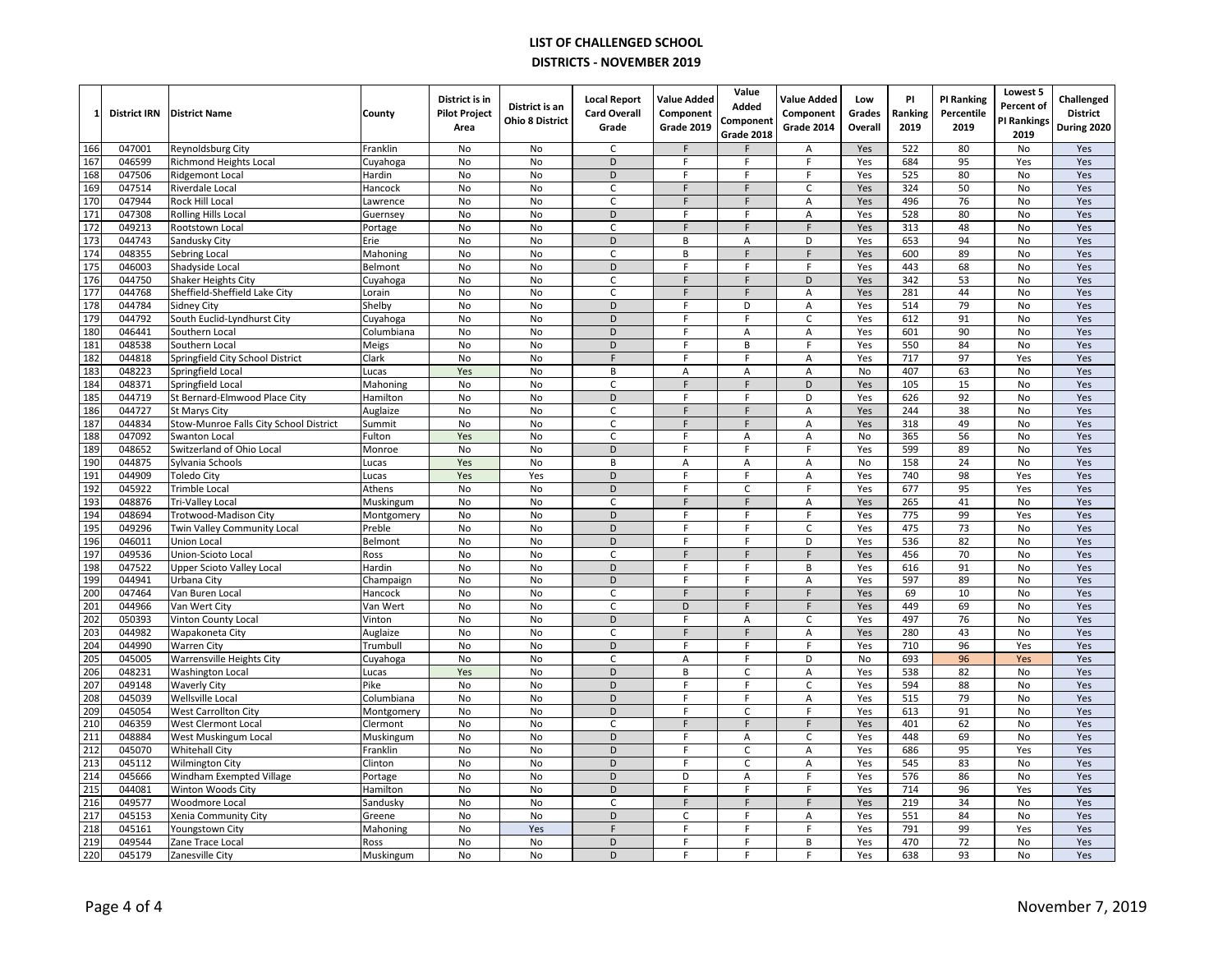# LIST OF CHALLENGED SCHOOL
## DISTRICTS - NOVEMBER 2019

| 1 | District IRN | District Name | County | District is in Pilot Project Area | District is an Ohio 8 District | Local Report Card Overall Grade | Value Added Component Grade 2019 | Value Added Component Grade 2018 | Value Added Component Grade 2014 | Low Grades Overall | PI Ranking 2019 | PI Ranking Percentile 2019 | Lowest 5 Percent of PI Rankings 2019 | Challenged District During 2020 |
|---|---|---|---|---|---|---|---|---|---|---|---|---|---|---|
| 166 | 047001 | Reynoldsburg City | Franklin | No | No | C | F | F | A | Yes | 522 | 80 | No | Yes |
| 167 | 046599 | Richmond Heights Local | Cuyahoga | No | No | D | F | F | F | Yes | 684 | 95 | Yes | Yes |
| 168 | 047506 | Ridgemont Local | Hardin | No | No | D | F | F | F | Yes | 525 | 80 | No | Yes |
| 169 | 047514 | Riverdale Local | Hancock | No | No | C | F | F | C | Yes | 324 | 50 | No | Yes |
| 170 | 047944 | Rock Hill Local | Lawrence | No | No | C | F | F | A | Yes | 496 | 76 | No | Yes |
| 171 | 047308 | Rolling Hills Local | Guernsey | No | No | D | F | F | A | Yes | 528 | 80 | No | Yes |
| 172 | 049213 | Rootstown Local | Portage | No | No | C | F | F | F | Yes | 313 | 48 | No | Yes |
| 173 | 044743 | Sandusky City | Erie | No | No | D | B | A | D | Yes | 653 | 94 | No | Yes |
| 174 | 048355 | Sebring Local | Mahoning | No | No | C | B | F | F | Yes | 600 | 89 | No | Yes |
| 175 | 046003 | Shadyside Local | Belmont | No | No | D | F | F | F | Yes | 443 | 68 | No | Yes |
| 176 | 044750 | Shaker Heights City | Cuyahoga | No | No | C | F | F | D | Yes | 342 | 53 | No | Yes |
| 177 | 044768 | Sheffield-Sheffield Lake City | Lorain | No | No | C | F | F | A | Yes | 281 | 44 | No | Yes |
| 178 | 044784 | Sidney City | Shelby | No | No | D | F | D | A | Yes | 514 | 79 | No | Yes |
| 179 | 044792 | South Euclid-Lyndhurst City | Cuyahoga | No | No | D | F | F | C | Yes | 612 | 91 | No | Yes |
| 180 | 046441 | Southern Local | Columbiana | No | No | D | F | A | A | Yes | 601 | 90 | No | Yes |
| 181 | 048538 | Southern Local | Meigs | No | No | D | F | B | F | Yes | 550 | 84 | No | Yes |
| 182 | 044818 | Springfield City School District | Clark | No | No | F | F | F | A | Yes | 717 | 97 | Yes | Yes |
| 183 | 048223 | Springfield Local | Lucas | Yes | No | B | A | A | A | No | 407 | 63 | No | Yes |
| 184 | 048371 | Springfield Local | Mahoning | No | No | C | F | F | D | Yes | 105 | 15 | No | Yes |
| 185 | 044719 | St Bernard-Elmwood Place City | Hamilton | No | No | D | F | F | D | Yes | 626 | 92 | No | Yes |
| 186 | 044727 | St Marys City | Auglaize | No | No | C | F | F | A | Yes | 244 | 38 | No | Yes |
| 187 | 044834 | Stow-Munroe Falls City School District | Summit | No | No | C | F | F | A | Yes | 318 | 49 | No | Yes |
| 188 | 047092 | Swanton Local | Fulton | Yes | No | C | F | A | A | No | 365 | 56 | No | Yes |
| 189 | 048652 | Switzerland of Ohio Local | Monroe | No | No | D | F | F | F | Yes | 599 | 89 | No | Yes |
| 190 | 044875 | Sylvania Schools | Lucas | Yes | No | B | A | A | A | No | 158 | 24 | No | Yes |
| 191 | 044909 | Toledo City | Lucas | Yes | Yes | D | F | F | A | Yes | 740 | 98 | Yes | Yes |
| 192 | 045922 | Trimble Local | Athens | No | No | D | F | C | F | Yes | 677 | 95 | Yes | Yes |
| 193 | 048876 | Tri-Valley Local | Muskingum | No | No | C | F | F | A | Yes | 265 | 41 | No | Yes |
| 194 | 048694 | Trotwood-Madison City | Montgomery | No | No | D | F | F | F | Yes | 775 | 99 | Yes | Yes |
| 195 | 049296 | Twin Valley Community Local | Preble | No | No | D | F | F | C | Yes | 475 | 73 | No | Yes |
| 196 | 046011 | Union Local | Belmont | No | No | D | F | F | D | Yes | 536 | 82 | No | Yes |
| 197 | 049536 | Union-Scioto Local | Ross | No | No | C | F | F | F | Yes | 456 | 70 | No | Yes |
| 198 | 047522 | Upper Scioto Valley Local | Hardin | No | No | D | F | F | B | Yes | 616 | 91 | No | Yes |
| 199 | 044941 | Urbana City | Champaign | No | No | D | F | F | A | Yes | 597 | 89 | No | Yes |
| 200 | 047464 | Van Buren Local | Hancock | No | No | C | F | F | F | Yes | 69 | 10 | No | Yes |
| 201 | 044966 | Van Wert City | Van Wert | No | No | C | D | F | F | Yes | 449 | 69 | No | Yes |
| 202 | 050393 | Vinton County Local | Vinton | No | No | D | F | A | C | Yes | 497 | 76 | No | Yes |
| 203 | 044982 | Wapakoneta City | Auglaize | No | No | C | F | F | A | Yes | 280 | 43 | No | Yes |
| 204 | 044990 | Warren City | Trumbull | No | No | D | F | F | F | Yes | 710 | 96 | Yes | Yes |
| 205 | 045005 | Warrensville Heights City | Cuyahoga | No | No | C | A | F | D | No | 693 | 96 | Yes | Yes |
| 206 | 048231 | Washington Local | Lucas | Yes | No | D | B | C | A | Yes | 538 | 82 | No | Yes |
| 207 | 049148 | Waverly City | Pike | No | No | D | F | F | C | Yes | 594 | 88 | No | Yes |
| 208 | 045039 | Wellsville Local | Columbiana | No | No | D | F | F | A | Yes | 515 | 79 | No | Yes |
| 209 | 045054 | West Carrollton City | Montgomery | No | No | D | F | C | F | Yes | 613 | 91 | No | Yes |
| 210 | 046359 | West Clermont Local | Clermont | No | No | C | F | F | F | Yes | 401 | 62 | No | Yes |
| 211 | 048884 | West Muskingum Local | Muskingum | No | No | D | F | A | C | Yes | 448 | 69 | No | Yes |
| 212 | 045070 | Whitehall City | Franklin | No | No | D | F | C | A | Yes | 686 | 95 | Yes | Yes |
| 213 | 045112 | Wilmington City | Clinton | No | No | D | F | C | A | Yes | 545 | 83 | No | Yes |
| 214 | 045666 | Windham Exempted Village | Portage | No | No | D | D | A | F | Yes | 576 | 86 | No | Yes |
| 215 | 044081 | Winton Woods City | Hamilton | No | No | D | F | F | F | Yes | 714 | 96 | Yes | Yes |
| 216 | 049577 | Woodmore Local | Sandusky | No | No | C | F | F | F | Yes | 219 | 34 | No | Yes |
| 217 | 045153 | Xenia Community City | Greene | No | No | D | C | F | A | Yes | 551 | 84 | No | Yes |
| 218 | 045161 | Youngstown City | Mahoning | No | Yes | F | F | F | F | Yes | 791 | 99 | Yes | Yes |
| 219 | 049544 | Zane Trace Local | Ross | No | No | D | F | F | B | Yes | 470 | 72 | No | Yes |
| 220 | 045179 | Zanesville City | Muskingum | No | No | D | F | F | F | Yes | 638 | 93 | No | Yes |

November 7, 2019